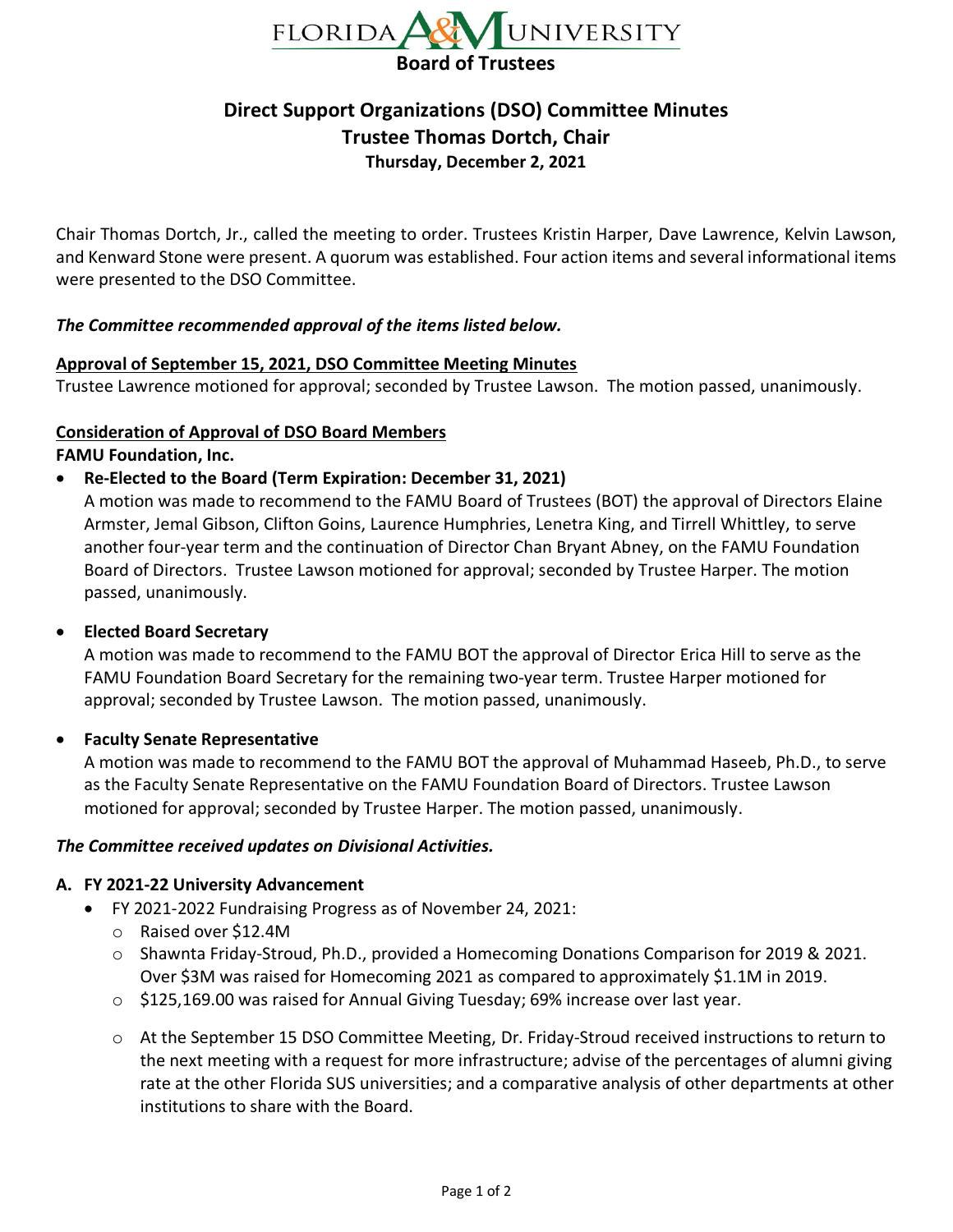# Florida A&M University

## Board of Trustees

# Direct Support Organizations (DSO) Committee Minutes

## Trustee Thomas Dortch, Chair

**Thursday, December 2, 2021**

Chair Thomas Dortch, Jr., called the meeting to order. Trustees Kristin Harper, Dave Lawrence, Kelvin Lawson, and Kenward Stone were present. A quorum was established. Four action items and several informational items were presented to the DSO Committee.

***The Committee recommended approval of the items listed below.***

**Approval of September 15, 2021, DSO Committee Meeting Minutes**

Trustee Lawrence motioned for approval; seconded by Trustee Lawson. The motion passed, unanimously.

**Consideration of Approval of DSO Board Members**

**FAMU Foundation, Inc.**

- **Re-Elected to the Board (Term Expiration: December 31, 2021)**

  A motion was made to recommend to the FAMU Board of Trustees (BOT) the approval of Directors Elaine Armster, Jemal Gibson, Clifton Goins, Laurence Humphries, Lenetra King, and Tirrell Whittley, to serve another four-year term and the continuation of Director Chan Bryant Abney, on the FAMU Foundation Board of Directors. Trustee Lawson motioned for approval; seconded by Trustee Harper. The motion passed, unanimously.

- **Elected Board Secretary**

  A motion was made to recommend to the FAMU BOT the approval of Director Erica Hill to serve as the FAMU Foundation Board Secretary for the remaining two-year term. Trustee Harper motioned for approval; seconded by Trustee Lawson. The motion passed, unanimously.

- **Faculty Senate Representative**

  A motion was made to recommend to the FAMU BOT the approval of Muhammad Haseeb, Ph.D., to serve as the Faculty Senate Representative on the FAMU Foundation Board of Directors. Trustee Lawson motioned for approval; seconded by Trustee Harper. The motion passed, unanimously.

***The Committee received updates on Divisional Activities.***

**A. FY 2021-22 University Advancement**

- FY 2021-2022 Fundraising Progress as of November 24, 2021:
  - Raised over $12.4M
  - Shawnta Friday-Stroud, Ph.D., provided a Homecoming Donations Comparison for 2019 & 2021. Over $3M was raised for Homecoming 2021 as compared to approximately $1.1M in 2019.
  - $125,169.00 was raised for Annual Giving Tuesday; 69% increase over last year.
  - At the September 15 DSO Committee Meeting, Dr. Friday-Stroud received instructions to return to the next meeting with a request for more infrastructure; advise of the percentages of alumni giving rate at the other Florida SUS universities; and a comparative analysis of other departments at other institutions to share with the Board.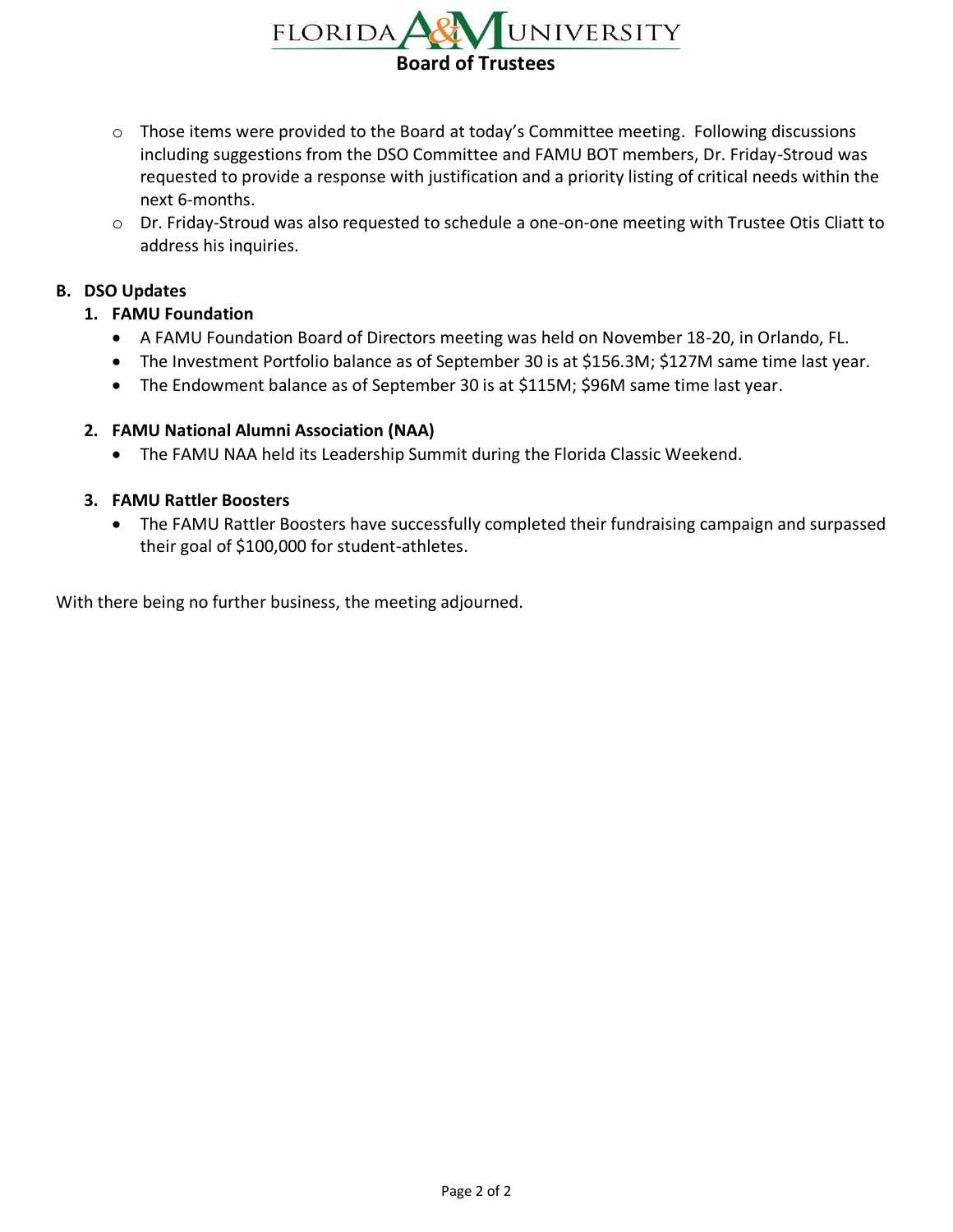- Those items were provided to the Board at today's Committee meeting. Following discussions including suggestions from the DSO Committee and FAMU BOT members, Dr. Friday-Stroud was requested to provide a response with justification and a priority listing of critical needs within the next 6-months.
- Dr. Friday-Stroud was also requested to schedule a one-on-one meeting with Trustee Otis Cliatt to address his inquiries.

**B. DSO Updates**

**1. FAMU Foundation**

- A FAMU Foundation Board of Directors meeting was held on November 18-20, in Orlando, FL.
- The Investment Portfolio balance as of September 30 is at $156.3M; $127M same time last year.
- The Endowment balance as of September 30 is at $115M; $96M same time last year.

**2. FAMU National Alumni Association (NAA)**

- The FAMU NAA held its Leadership Summit during the Florida Classic Weekend.

**3. FAMU Rattler Boosters**

- The FAMU Rattler Boosters have successfully completed their fundraising campaign and surpassed their goal of $100,000 for student-athletes.

With there being no further business, the meeting adjourned.